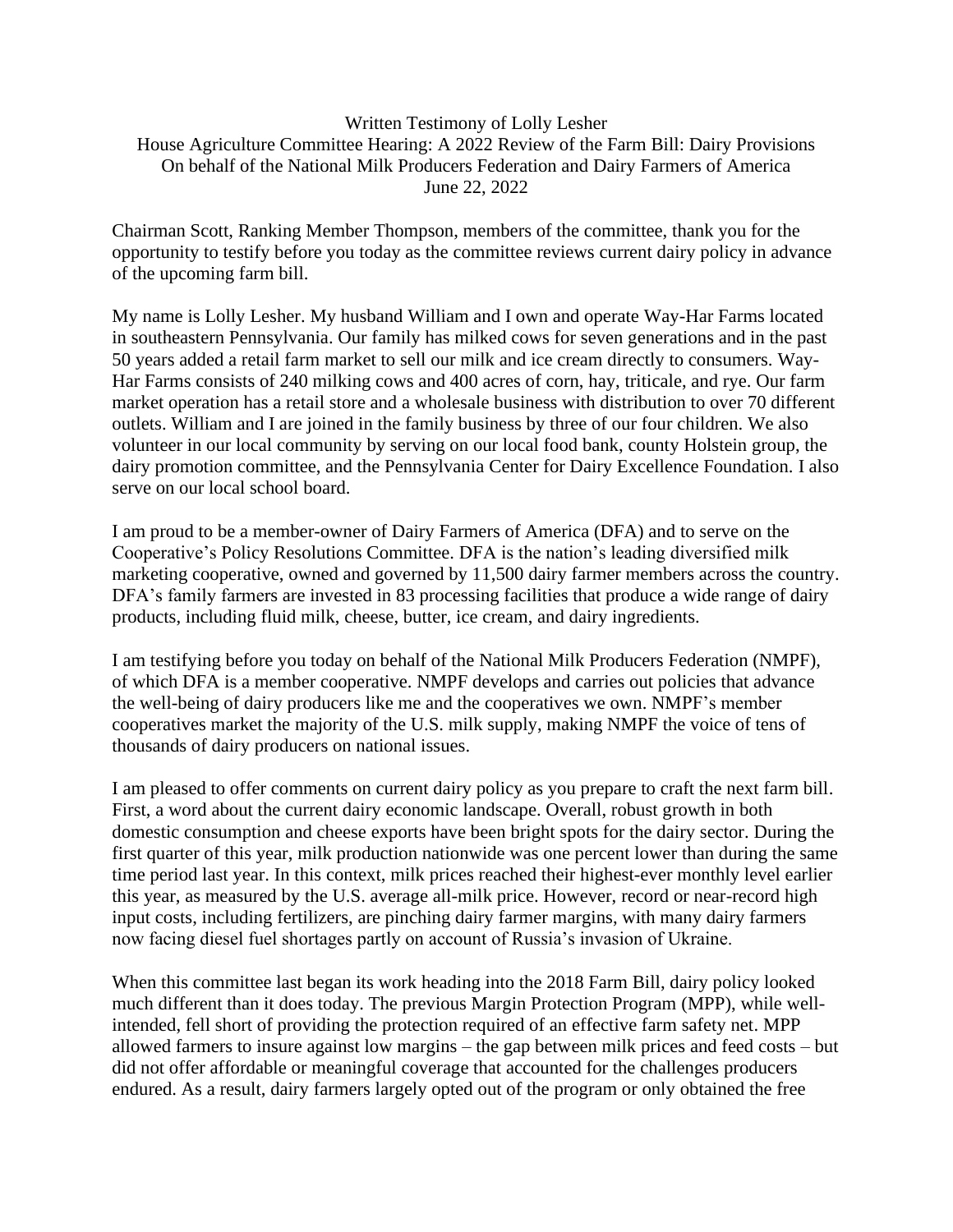Written Testimony of Lolly Lesher
House Agriculture Committee Hearing: A 2022 Review of the Farm Bill: Dairy Provisions
On behalf of the National Milk Producers Federation and Dairy Farmers of America
June 22, 2022

Chairman Scott, Ranking Member Thompson, members of the committee, thank you for the opportunity to testify before you today as the committee reviews current dairy policy in advance of the upcoming farm bill.

My name is Lolly Lesher. My husband William and I own and operate Way-Har Farms located in southeastern Pennsylvania. Our family has milked cows for seven generations and in the past 50 years added a retail farm market to sell our milk and ice cream directly to consumers. Way-Har Farms consists of 240 milking cows and 400 acres of corn, hay, triticale, and rye. Our farm market operation has a retail store and a wholesale business with distribution to over 70 different outlets. William and I are joined in the family business by three of our four children. We also volunteer in our local community by serving on our local food bank, county Holstein group, the dairy promotion committee, and the Pennsylvania Center for Dairy Excellence Foundation. I also serve on our local school board.

I am proud to be a member-owner of Dairy Farmers of America (DFA) and to serve on the Cooperative's Policy Resolutions Committee. DFA is the nation's leading diversified milk marketing cooperative, owned and governed by 11,500 dairy farmer members across the country. DFA's family farmers are invested in 83 processing facilities that produce a wide range of dairy products, including fluid milk, cheese, butter, ice cream, and dairy ingredients.

I am testifying before you today on behalf of the National Milk Producers Federation (NMPF), of which DFA is a member cooperative. NMPF develops and carries out policies that advance the well-being of dairy producers like me and the cooperatives we own. NMPF's member cooperatives market the majority of the U.S. milk supply, making NMPF the voice of tens of thousands of dairy producers on national issues.

I am pleased to offer comments on current dairy policy as you prepare to craft the next farm bill. First, a word about the current dairy economic landscape. Overall, robust growth in both domestic consumption and cheese exports have been bright spots for the dairy sector. During the first quarter of this year, milk production nationwide was one percent lower than during the same time period last year. In this context, milk prices reached their highest-ever monthly level earlier this year, as measured by the U.S. average all-milk price. However, record or near-record high input costs, including fertilizers, are pinching dairy farmer margins, with many dairy farmers now facing diesel fuel shortages partly on account of Russia's invasion of Ukraine.

When this committee last began its work heading into the 2018 Farm Bill, dairy policy looked much different than it does today. The previous Margin Protection Program (MPP), while well-intended, fell short of providing the protection required of an effective farm safety net. MPP allowed farmers to insure against low margins – the gap between milk prices and feed costs – but did not offer affordable or meaningful coverage that accounted for the challenges producers endured. As a result, dairy farmers largely opted out of the program or only obtained the free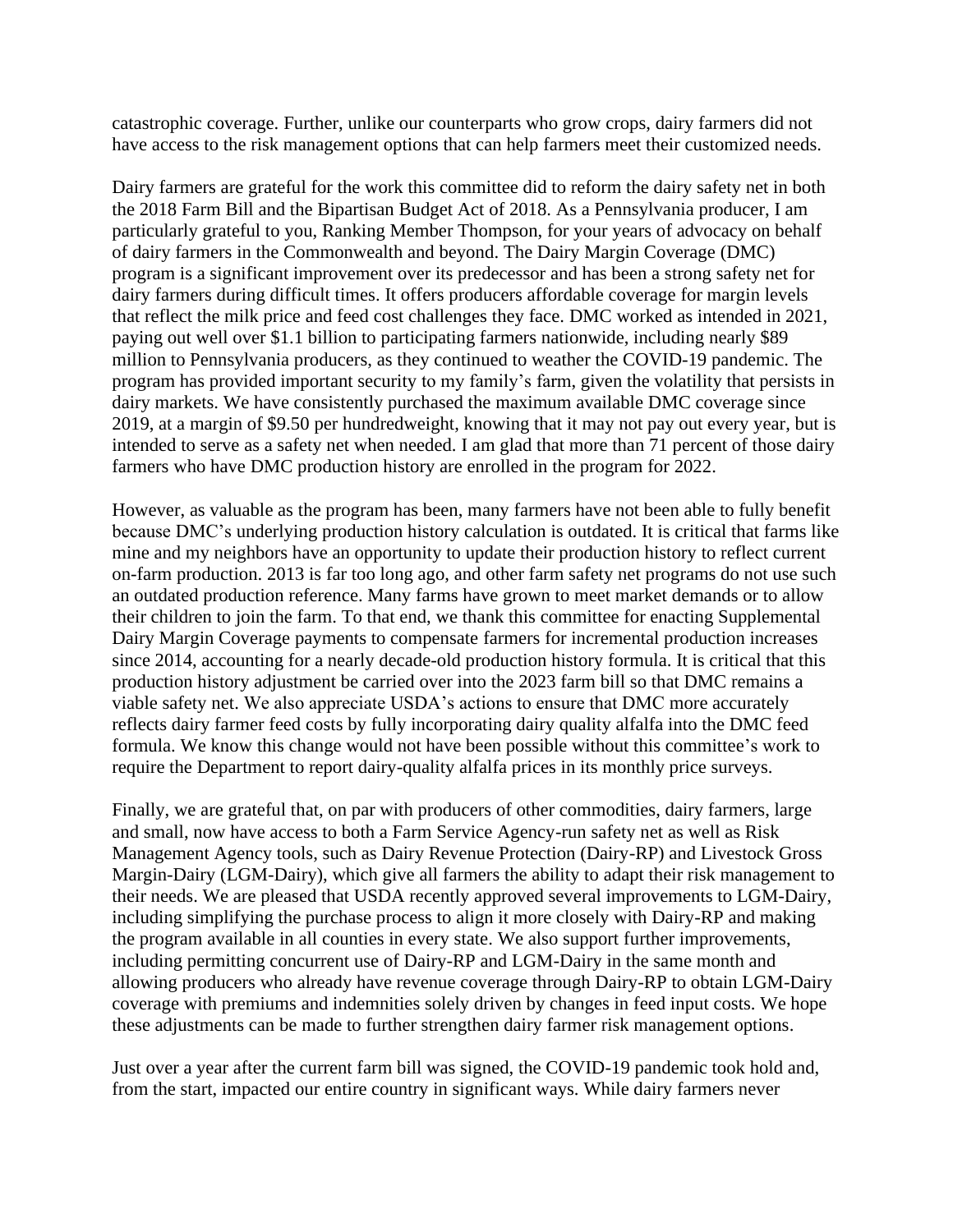catastrophic coverage. Further, unlike our counterparts who grow crops, dairy farmers did not have access to the risk management options that can help farmers meet their customized needs.

Dairy farmers are grateful for the work this committee did to reform the dairy safety net in both the 2018 Farm Bill and the Bipartisan Budget Act of 2018. As a Pennsylvania producer, I am particularly grateful to you, Ranking Member Thompson, for your years of advocacy on behalf of dairy farmers in the Commonwealth and beyond. The Dairy Margin Coverage (DMC) program is a significant improvement over its predecessor and has been a strong safety net for dairy farmers during difficult times. It offers producers affordable coverage for margin levels that reflect the milk price and feed cost challenges they face. DMC worked as intended in 2021, paying out well over $1.1 billion to participating farmers nationwide, including nearly $89 million to Pennsylvania producers, as they continued to weather the COVID-19 pandemic. The program has provided important security to my family's farm, given the volatility that persists in dairy markets. We have consistently purchased the maximum available DMC coverage since 2019, at a margin of $9.50 per hundredweight, knowing that it may not pay out every year, but is intended to serve as a safety net when needed. I am glad that more than 71 percent of those dairy farmers who have DMC production history are enrolled in the program for 2022.

However, as valuable as the program has been, many farmers have not been able to fully benefit because DMC's underlying production history calculation is outdated. It is critical that farms like mine and my neighbors have an opportunity to update their production history to reflect current on-farm production. 2013 is far too long ago, and other farm safety net programs do not use such an outdated production reference. Many farms have grown to meet market demands or to allow their children to join the farm. To that end, we thank this committee for enacting Supplemental Dairy Margin Coverage payments to compensate farmers for incremental production increases since 2014, accounting for a nearly decade-old production history formula. It is critical that this production history adjustment be carried over into the 2023 farm bill so that DMC remains a viable safety net. We also appreciate USDA's actions to ensure that DMC more accurately reflects dairy farmer feed costs by fully incorporating dairy quality alfalfa into the DMC feed formula. We know this change would not have been possible without this committee's work to require the Department to report dairy-quality alfalfa prices in its monthly price surveys.

Finally, we are grateful that, on par with producers of other commodities, dairy farmers, large and small, now have access to both a Farm Service Agency-run safety net as well as Risk Management Agency tools, such as Dairy Revenue Protection (Dairy-RP) and Livestock Gross Margin-Dairy (LGM-Dairy), which give all farmers the ability to adapt their risk management to their needs. We are pleased that USDA recently approved several improvements to LGM-Dairy, including simplifying the purchase process to align it more closely with Dairy-RP and making the program available in all counties in every state. We also support further improvements, including permitting concurrent use of Dairy-RP and LGM-Dairy in the same month and allowing producers who already have revenue coverage through Dairy-RP to obtain LGM-Dairy coverage with premiums and indemnities solely driven by changes in feed input costs. We hope these adjustments can be made to further strengthen dairy farmer risk management options.

Just over a year after the current farm bill was signed, the COVID-19 pandemic took hold and, from the start, impacted our entire country in significant ways. While dairy farmers never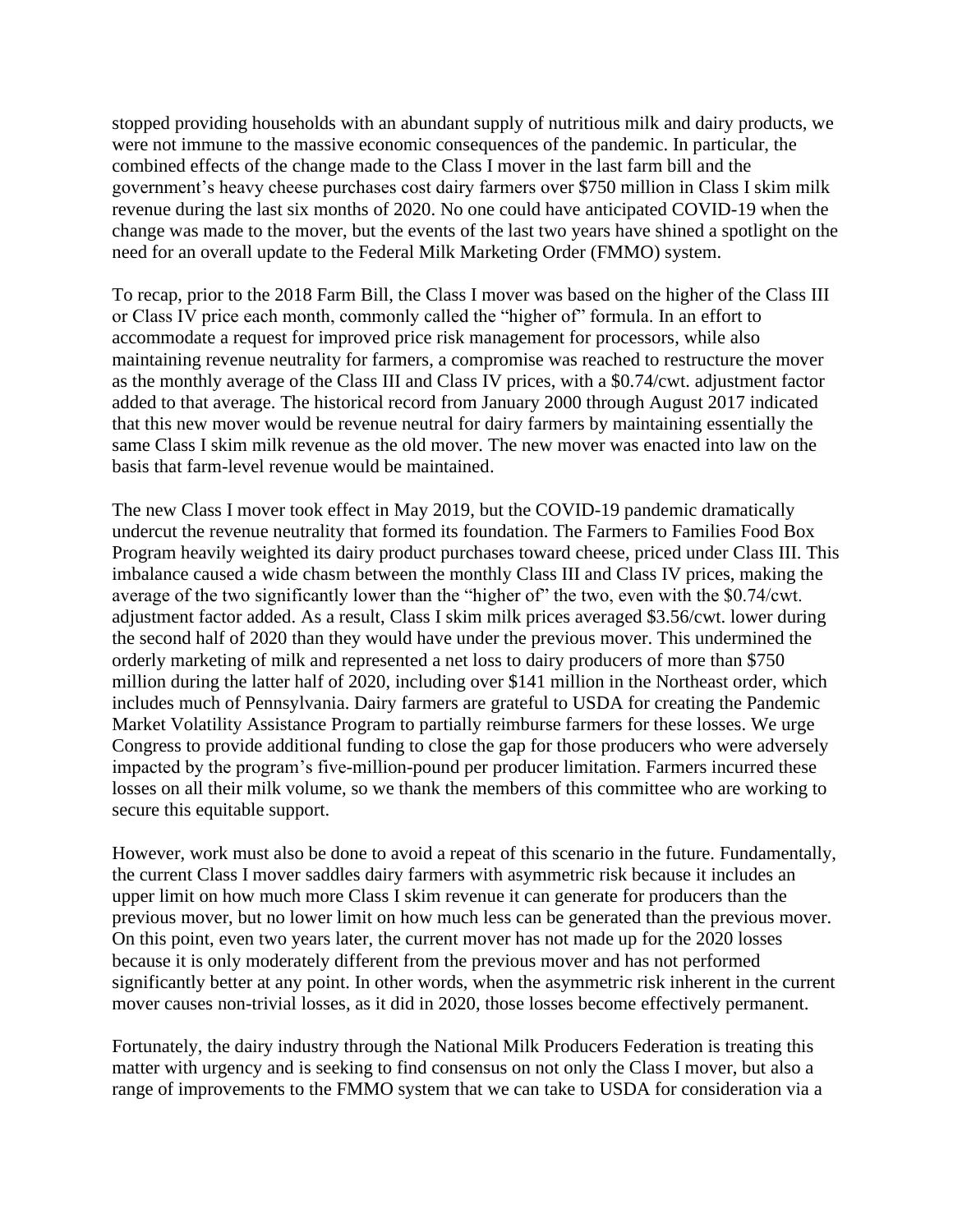stopped providing households with an abundant supply of nutritious milk and dairy products, we were not immune to the massive economic consequences of the pandemic. In particular, the combined effects of the change made to the Class I mover in the last farm bill and the government's heavy cheese purchases cost dairy farmers over $750 million in Class I skim milk revenue during the last six months of 2020. No one could have anticipated COVID-19 when the change was made to the mover, but the events of the last two years have shined a spotlight on the need for an overall update to the Federal Milk Marketing Order (FMMO) system.

To recap, prior to the 2018 Farm Bill, the Class I mover was based on the higher of the Class III or Class IV price each month, commonly called the "higher of" formula. In an effort to accommodate a request for improved price risk management for processors, while also maintaining revenue neutrality for farmers, a compromise was reached to restructure the mover as the monthly average of the Class III and Class IV prices, with a $0.74/cwt. adjustment factor added to that average. The historical record from January 2000 through August 2017 indicated that this new mover would be revenue neutral for dairy farmers by maintaining essentially the same Class I skim milk revenue as the old mover. The new mover was enacted into law on the basis that farm-level revenue would be maintained.

The new Class I mover took effect in May 2019, but the COVID-19 pandemic dramatically undercut the revenue neutrality that formed its foundation. The Farmers to Families Food Box Program heavily weighted its dairy product purchases toward cheese, priced under Class III. This imbalance caused a wide chasm between the monthly Class III and Class IV prices, making the average of the two significantly lower than the "higher of" the two, even with the $0.74/cwt. adjustment factor added. As a result, Class I skim milk prices averaged $3.56/cwt. lower during the second half of 2020 than they would have under the previous mover. This undermined the orderly marketing of milk and represented a net loss to dairy producers of more than $750 million during the latter half of 2020, including over $141 million in the Northeast order, which includes much of Pennsylvania. Dairy farmers are grateful to USDA for creating the Pandemic Market Volatility Assistance Program to partially reimburse farmers for these losses. We urge Congress to provide additional funding to close the gap for those producers who were adversely impacted by the program's five-million-pound per producer limitation. Farmers incurred these losses on all their milk volume, so we thank the members of this committee who are working to secure this equitable support.

However, work must also be done to avoid a repeat of this scenario in the future. Fundamentally, the current Class I mover saddles dairy farmers with asymmetric risk because it includes an upper limit on how much more Class I skim revenue it can generate for producers than the previous mover, but no lower limit on how much less can be generated than the previous mover. On this point, even two years later, the current mover has not made up for the 2020 losses because it is only moderately different from the previous mover and has not performed significantly better at any point. In other words, when the asymmetric risk inherent in the current mover causes non-trivial losses, as it did in 2020, those losses become effectively permanent.

Fortunately, the dairy industry through the National Milk Producers Federation is treating this matter with urgency and is seeking to find consensus on not only the Class I mover, but also a range of improvements to the FMMO system that we can take to USDA for consideration via a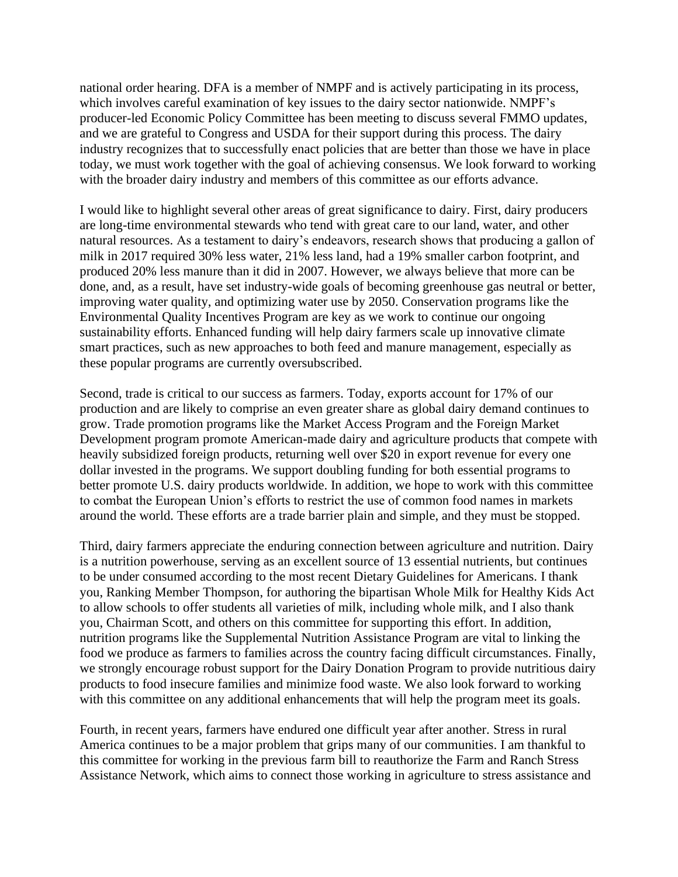national order hearing. DFA is a member of NMPF and is actively participating in its process, which involves careful examination of key issues to the dairy sector nationwide. NMPF's producer-led Economic Policy Committee has been meeting to discuss several FMMO updates, and we are grateful to Congress and USDA for their support during this process. The dairy industry recognizes that to successfully enact policies that are better than those we have in place today, we must work together with the goal of achieving consensus. We look forward to working with the broader dairy industry and members of this committee as our efforts advance.

I would like to highlight several other areas of great significance to dairy. First, dairy producers are long-time environmental stewards who tend with great care to our land, water, and other natural resources. As a testament to dairy's endeavors, research shows that producing a gallon of milk in 2017 required 30% less water, 21% less land, had a 19% smaller carbon footprint, and produced 20% less manure than it did in 2007. However, we always believe that more can be done, and, as a result, have set industry-wide goals of becoming greenhouse gas neutral or better, improving water quality, and optimizing water use by 2050. Conservation programs like the Environmental Quality Incentives Program are key as we work to continue our ongoing sustainability efforts. Enhanced funding will help dairy farmers scale up innovative climate smart practices, such as new approaches to both feed and manure management, especially as these popular programs are currently oversubscribed.

Second, trade is critical to our success as farmers. Today, exports account for 17% of our production and are likely to comprise an even greater share as global dairy demand continues to grow. Trade promotion programs like the Market Access Program and the Foreign Market Development program promote American-made dairy and agriculture products that compete with heavily subsidized foreign products, returning well over $20 in export revenue for every one dollar invested in the programs. We support doubling funding for both essential programs to better promote U.S. dairy products worldwide. In addition, we hope to work with this committee to combat the European Union's efforts to restrict the use of common food names in markets around the world. These efforts are a trade barrier plain and simple, and they must be stopped.

Third, dairy farmers appreciate the enduring connection between agriculture and nutrition. Dairy is a nutrition powerhouse, serving as an excellent source of 13 essential nutrients, but continues to be under consumed according to the most recent Dietary Guidelines for Americans. I thank you, Ranking Member Thompson, for authoring the bipartisan Whole Milk for Healthy Kids Act to allow schools to offer students all varieties of milk, including whole milk, and I also thank you, Chairman Scott, and others on this committee for supporting this effort. In addition, nutrition programs like the Supplemental Nutrition Assistance Program are vital to linking the food we produce as farmers to families across the country facing difficult circumstances. Finally, we strongly encourage robust support for the Dairy Donation Program to provide nutritious dairy products to food insecure families and minimize food waste. We also look forward to working with this committee on any additional enhancements that will help the program meet its goals.

Fourth, in recent years, farmers have endured one difficult year after another. Stress in rural America continues to be a major problem that grips many of our communities. I am thankful to this committee for working in the previous farm bill to reauthorize the Farm and Ranch Stress Assistance Network, which aims to connect those working in agriculture to stress assistance and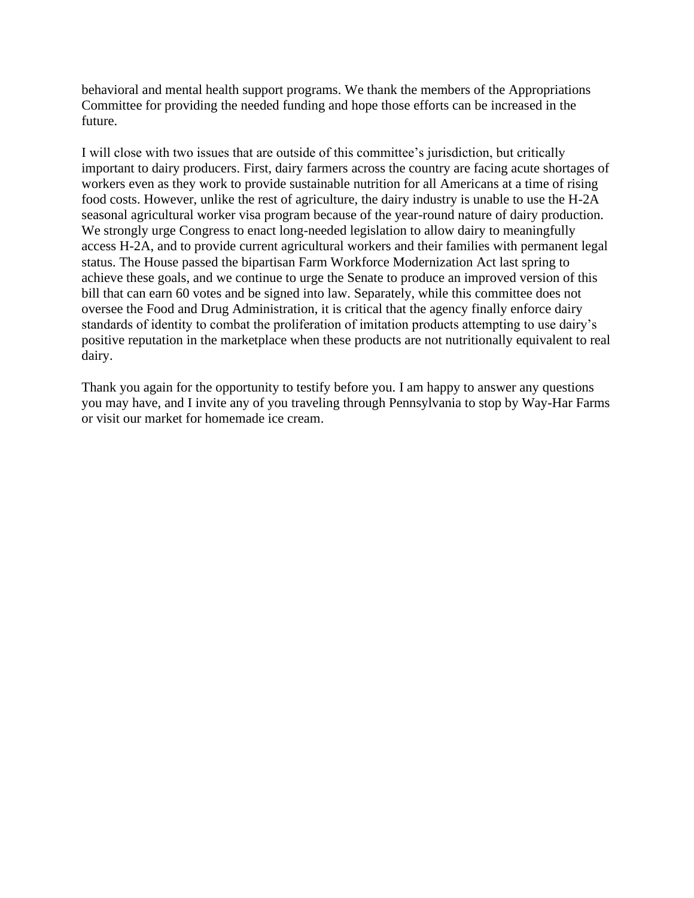behavioral and mental health support programs. We thank the members of the Appropriations Committee for providing the needed funding and hope those efforts can be increased in the future.

I will close with two issues that are outside of this committee's jurisdiction, but critically important to dairy producers. First, dairy farmers across the country are facing acute shortages of workers even as they work to provide sustainable nutrition for all Americans at a time of rising food costs. However, unlike the rest of agriculture, the dairy industry is unable to use the H-2A seasonal agricultural worker visa program because of the year-round nature of dairy production. We strongly urge Congress to enact long-needed legislation to allow dairy to meaningfully access H-2A, and to provide current agricultural workers and their families with permanent legal status. The House passed the bipartisan Farm Workforce Modernization Act last spring to achieve these goals, and we continue to urge the Senate to produce an improved version of this bill that can earn 60 votes and be signed into law. Separately, while this committee does not oversee the Food and Drug Administration, it is critical that the agency finally enforce dairy standards of identity to combat the proliferation of imitation products attempting to use dairy's positive reputation in the marketplace when these products are not nutritionally equivalent to real dairy.

Thank you again for the opportunity to testify before you. I am happy to answer any questions you may have, and I invite any of you traveling through Pennsylvania to stop by Way-Har Farms or visit our market for homemade ice cream.